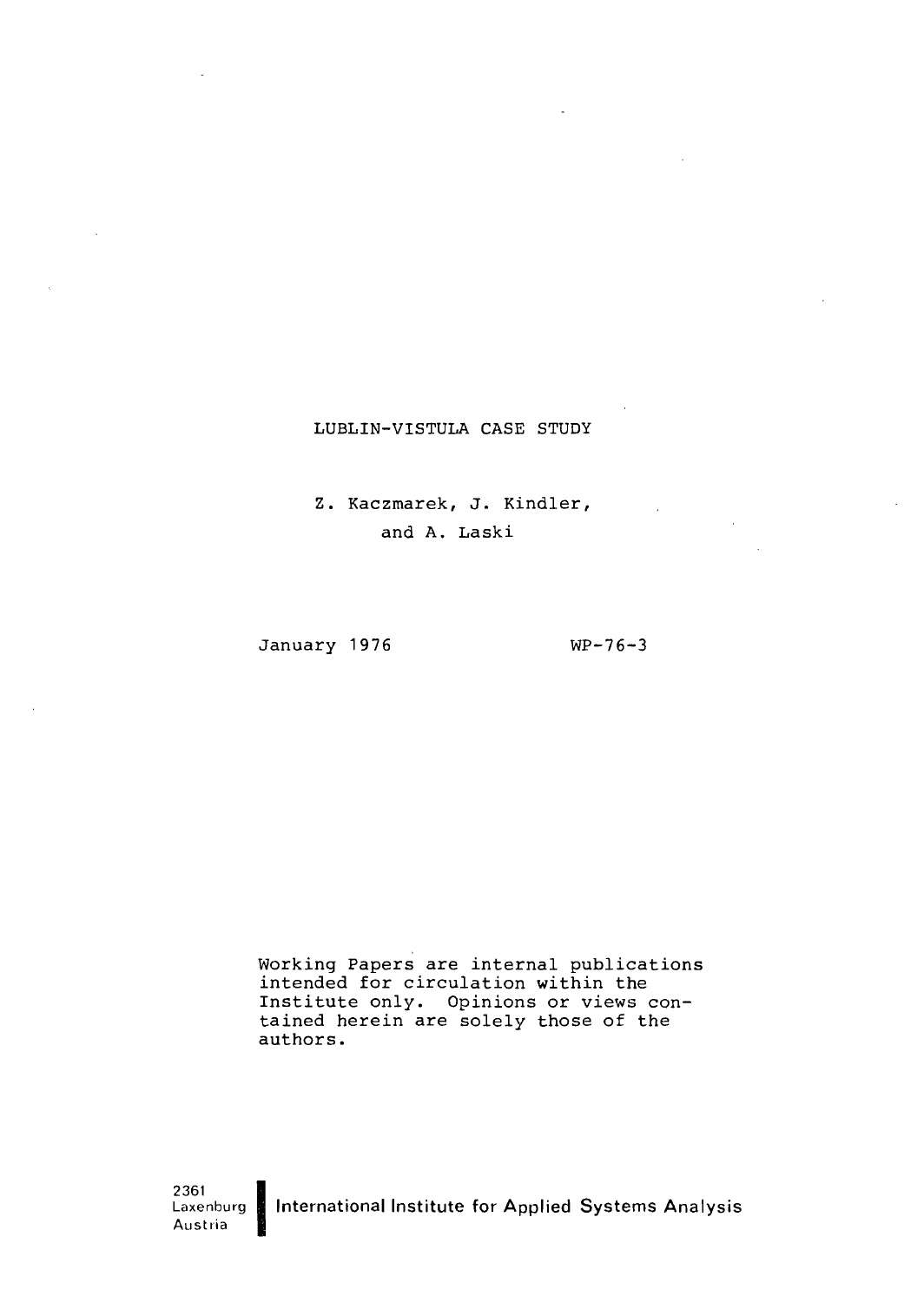# LUBLIN-VISTULA CASE STUDY

Z. Kaczmarek, J. Kindler, and A. Laski

January 1976

WP-76-3

Working Papers are internal publications intended for circulation within the Institute only. Opinions or views contained herein are solely those of the authors.

2361 Laxenburg Austria

International Institute for Applied Systems Analysis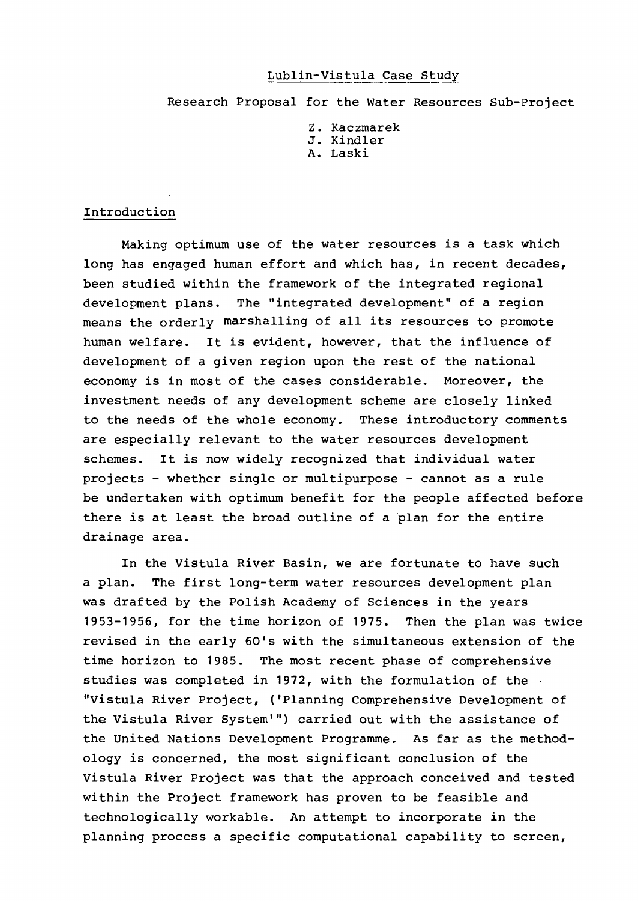# Lublin-Vistula Case Study

Research Proposal for the Water Resources Sub-Project

Z. Kaczmarek
J. Kindler
A. Laski

## Introduction

Making optimum use of the water resources is a task which long has engaged human effort and which has, in recent decades, been studied within the framework of the integrated regional development plans. The "integrated development" of a region means the orderly marshalling of all its resources to promote human welfare. It is evident, however, that the influence of development of a given region upon the rest of the national economy is in most of the cases considerable. Moreover, the investment needs of any development scheme are closely linked to the needs of the whole economy. These introductory comments are especially relevant to the water resources development schemes. It is now widely recognized that individual water projects - whether single or multipurpose - cannot as a rule be undertaken with optimum benefit for the people affected before there is at least the broad outline of a plan for the entire drainage area.

In the Vistula River Basin, we are fortunate to have such a plan. The first long-term water resources development plan was drafted by the Polish Academy of Sciences in the years 1953-1956, for the time horizon of 1975. Then the plan was twice revised in the early 60's with the simultaneous extension of the time horizon to 1985. The most recent phase of comprehensive studies was completed in 1972, with the formulation of the "Vistula River Project, ('Planning Comprehensive Development of the Vistula River System'") carried out with the assistance of the United Nations Development Programme. As far as the methodology is concerned, the most significant conclusion of the Vistula River Project was that the approach conceived and tested within the Project framework has proven to be feasible and technologically workable. An attempt to incorporate in the planning process a specific computational capability to screen,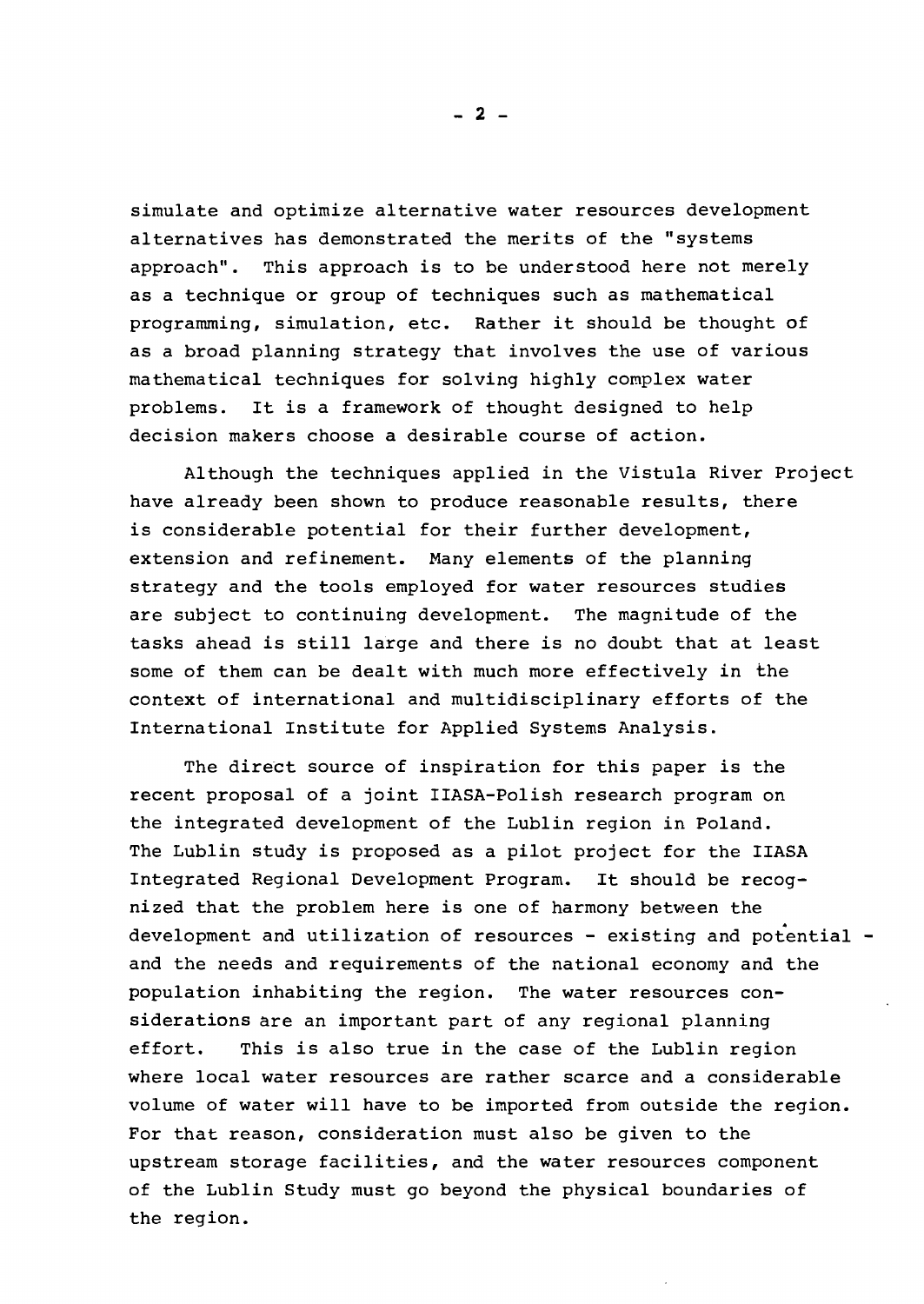simulate and optimize alternative water resources development alternatives has demonstrated the merits of the "systems approach". This approach is to be understood here not merely as a technique or group of techniques such as mathematical programming, simulation, etc. Rather it should be thought of as a broad planning strategy that involves the use of various mathematical techniques for solving highly complex water problems. It is a framework of thought designed to help decision makers choose a desirable course of action.

Although the techniques applied in the Vistula River Project have already been shown to produce reasonable results, there is considerable potential for their further development, extension and refinement. Many elements of the planning strategy and the tools employed for water resources studies are subject to continuing development. The magnitude of the tasks ahead is still large and there is no doubt that at least some of them can be dealt with much more effectively in the context of international and multidisciplinary efforts of the International Institute for Applied Systems Analysis.

The direct source of inspiration for this paper is the recent proposal of a joint IIASA-Polish research program on the integrated development of the Lublin region in Poland. The Lublin study is proposed as a pilot project for the IIASA Integrated Regional Development Program. It should be recognized that the problem here is one of harmony between the development and utilization of resources - existing and potential - and the needs and requirements of the national economy and the population inhabiting the region. The water resources considerations are an important part of any regional planning effort. This is also true in the case of the Lublin region where local water resources are rather scarce and a considerable volume of water will have to be imported from outside the region. For that reason, consideration must also be given to the upstream storage facilities, and the water resources component of the Lublin Study must go beyond the physical boundaries of the region.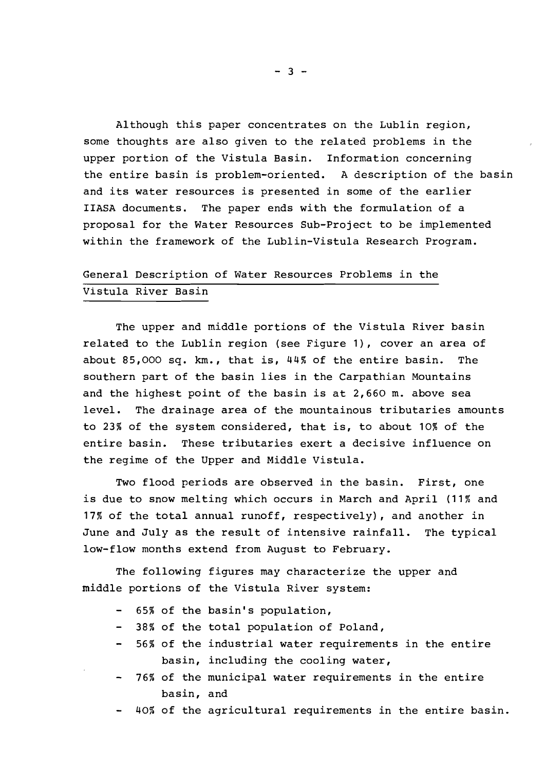Although this paper concentrates on the Lublin region, some thoughts are also given to the related problems in the upper portion of the Vistula Basin. Information concerning the entire basin is problem-oriented. A description of the basin and its water resources is presented in some of the earlier IIASA documents. The paper ends with the formulation of a proposal for the Water Resources Sub-Project to be implemented within the framework of the Lublin-Vistula Research Program.

## General Description of Water Resources Problems in the Vistula River Basin

The upper and middle portions of the Vistula River basin related to the Lublin region (see Figure 1), cover an area of about 85,000 sq. km., that is, 44% of the entire basin. The southern part of the basin lies in the Carpathian Mountains and the highest point of the basin is at 2,660 m. above sea level. The drainage area of the mountainous tributaries amounts to 23% of the system considered, that is, to about 10% of the entire basin. These tributaries exert a decisive influence on the regime of the Upper and Middle Vistula.

Two flood periods are observed in the basin. First, one is due to snow melting which occurs in March and April (11% and 17% of the total annual runoff, respectively), and another in June and July as the result of intensive rainfall. The typical low-flow months extend from August to February.

The following figures may characterize the upper and middle portions of the Vistula River system:

- 65% of the basin's population,
- 38% of the total population of Poland,
- 56% of the industrial water requirements in the entire basin, including the cooling water,
- 76% of the municipal water requirements in the entire basin, and
- 40% of the agricultural requirements in the entire basin.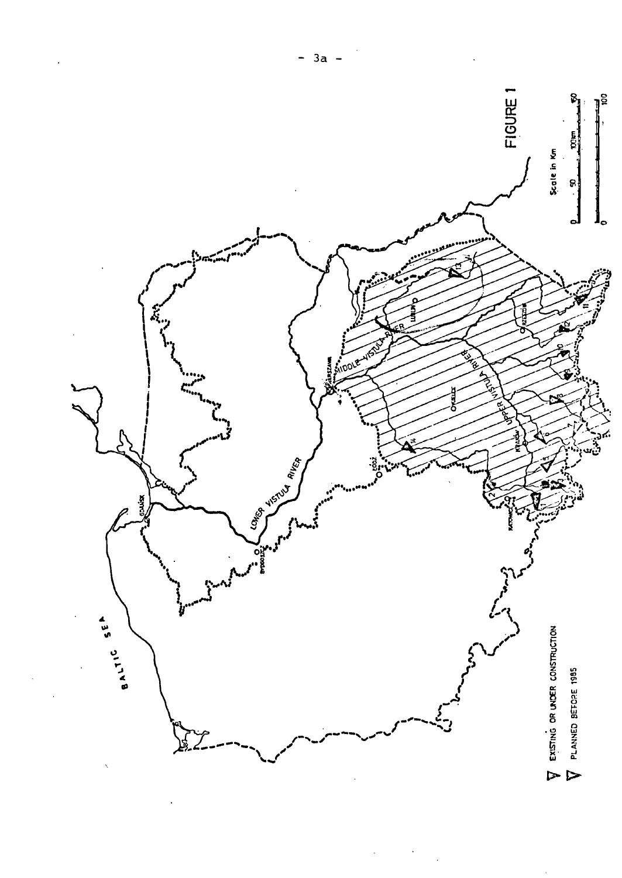FIGURE 1

Scale in Km

EXISTING OR UNDER CONSTRUCTION

PLANNED BEFORE 1985

BALTIC SEA

GDAŃSK

BYDGOSZCZ

LOWER VISTULA RIVER

MIDDLE VISTULA RIVER

UPPER VISTULA RIVER

WARSZAWA

ŁÓDŹ

LUBLIN

KIELCE

RZESZÓW

KRAKÓW

KATOWICE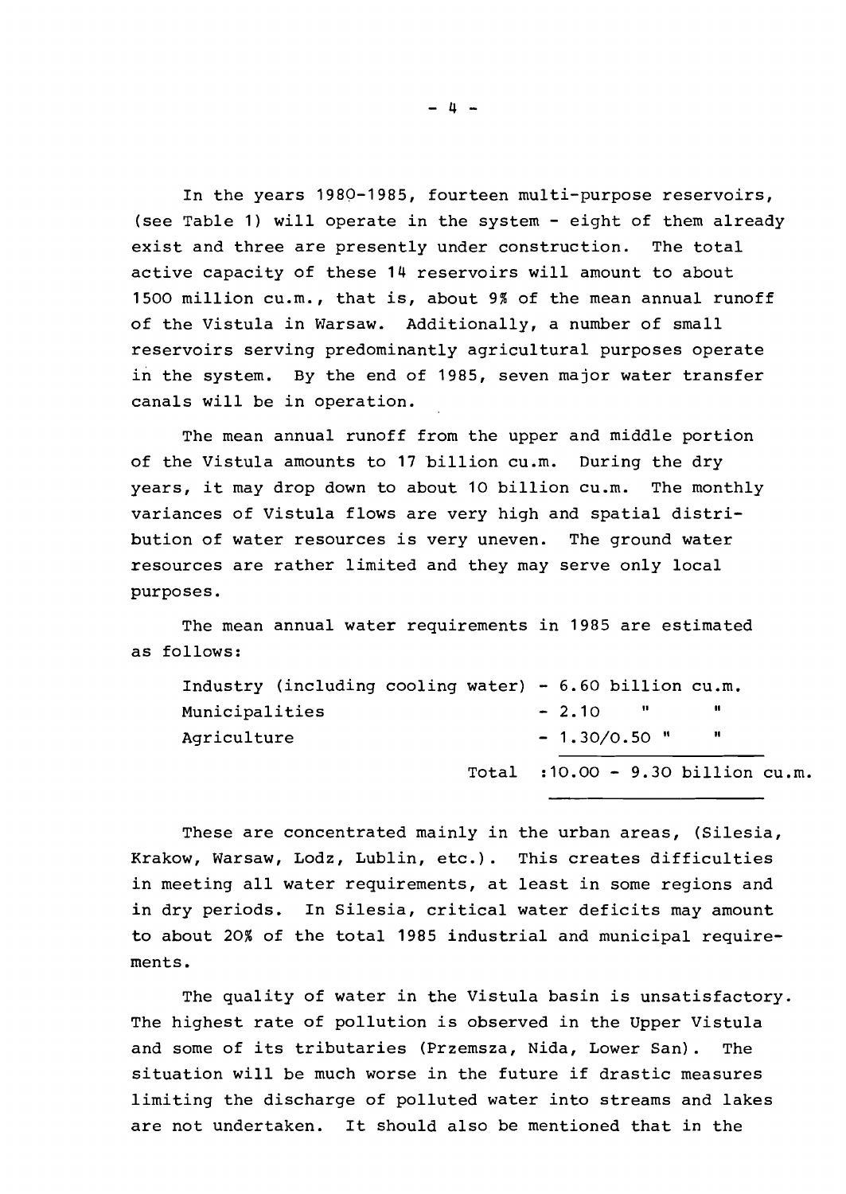In the years 1980-1985, fourteen multi-purpose reservoirs, (see Table 1) will operate in the system - eight of them already exist and three are presently under construction. The total active capacity of these 14 reservoirs will amount to about 1500 million cu.m., that is, about 9% of the mean annual runoff of the Vistula in Warsaw. Additionally, a number of small reservoirs serving predominantly agricultural purposes operate in the system. By the end of 1985, seven major water transfer canals will be in operation.

The mean annual runoff from the upper and middle portion of the Vistula amounts to 17 billion cu.m. During the dry years, it may drop down to about 10 billion cu.m. The monthly variances of Vistula flows are very high and spatial distribution of water resources is very uneven. The ground water resources are rather limited and they may serve only local purposes.

The mean annual water requirements in 1985 are estimated as follows:

| | |
|---|---|
| Industry (including cooling water) | - 6.60 billion cu.m. |
| Municipalities | - 2.10 " " |
| Agriculture | - 1.30/0.50 " " |
| Total | :10.00 - 9.30 billion cu.m. |

These are concentrated mainly in the urban areas, (Silesia, Krakow, Warsaw, Lodz, Lublin, etc.). This creates difficulties in meeting all water requirements, at least in some regions and in dry periods. In Silesia, critical water deficits may amount to about 20% of the total 1985 industrial and municipal requirements.

The quality of water in the Vistula basin is unsatisfactory. The highest rate of pollution is observed in the Upper Vistula and some of its tributaries (Przemsza, Nida, Lower San). The situation will be much worse in the future if drastic measures limiting the discharge of polluted water into streams and lakes are not undertaken. It should also be mentioned that in the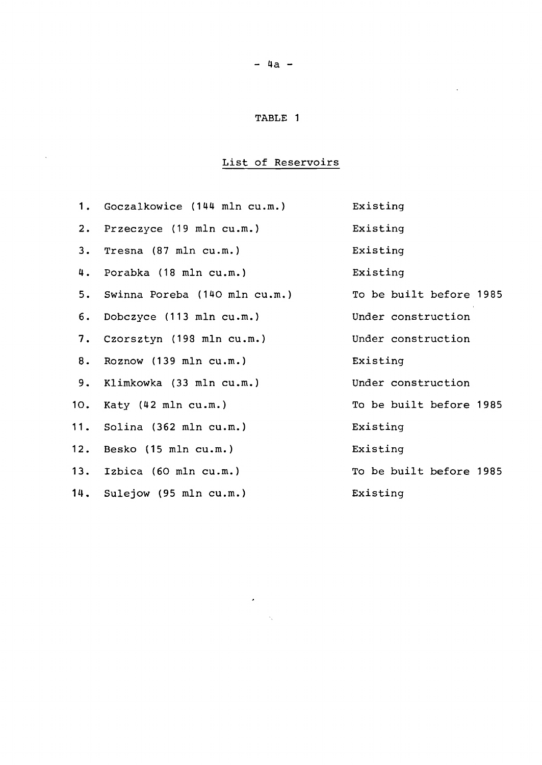TABLE 1

List of Reservoirs

| | | |
|---|---|---|
| 1. | Goczalkowice (144 mln cu.m.) | Existing |
| 2. | Przeczyce (19 mln cu.m.) | Existing |
| 3. | Tresna (87 mln cu.m.) | Existing |
| 4. | Porabka (18 mln cu.m.) | Existing |
| 5. | Swinna Poreba (140 mln cu.m.) | To be built before 1985 |
| 6. | Dobczyce (113 mln cu.m.) | Under construction |
| 7. | Czorsztyn (198 mln cu.m.) | Under construction |
| 8. | Roznow (139 mln cu.m.) | Existing |
| 9. | Klimkowka (33 mln cu.m.) | Under construction |
| 10. | Katy (42 mln cu.m.) | To be built before 1985 |
| 11. | Solina (362 mln cu.m.) | Existing |
| 12. | Besko (15 mln cu.m.) | Existing |
| 13. | Izbica (60 mln cu.m.) | To be built before 1985 |
| 14. | Sulejow (95 mln cu.m.) | Existing |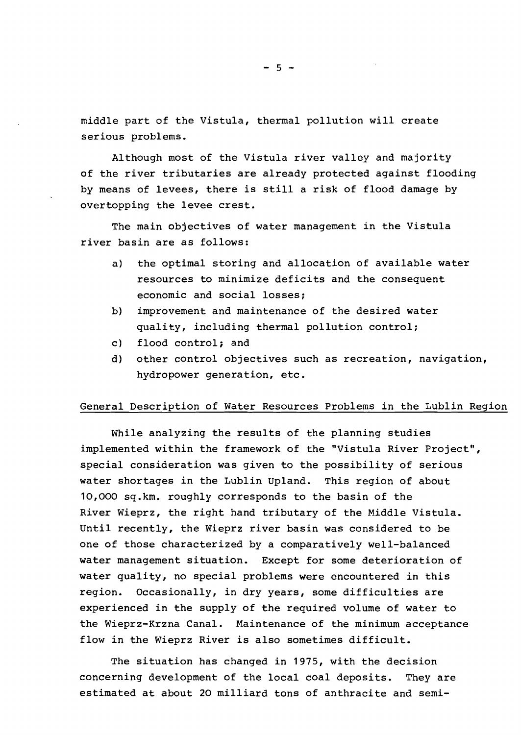middle part of the Vistula, thermal pollution will create serious problems.

Although most of the Vistula river valley and majority of the river tributaries are already protected against flooding by means of levees, there is still a risk of flood damage by overtopping the levee crest.

The main objectives of water management in the Vistula river basin are as follows:

a) the optimal storing and allocation of available water resources to minimize deficits and the consequent economic and social losses;
b) improvement and maintenance of the desired water quality, including thermal pollution control;
c) flood control; and
d) other control objectives such as recreation, navigation, hydropower generation, etc.

## General Description of Water Resources Problems in the Lublin Region

While analyzing the results of the planning studies implemented within the framework of the "Vistula River Project", special consideration was given to the possibility of serious water shortages in the Lublin Upland. This region of about 10,000 sq.km. roughly corresponds to the basin of the River Wieprz, the right hand tributary of the Middle Vistula. Until recently, the Wieprz river basin was considered to be one of those characterized by a comparatively well-balanced water management situation. Except for some deterioration of water quality, no special problems were encountered in this region. Occasionally, in dry years, some difficulties are experienced in the supply of the required volume of water to the Wieprz-Krzna Canal. Maintenance of the minimum acceptance flow in the Wieprz River is also sometimes difficult.

The situation has changed in 1975, with the decision concerning development of the local coal deposits. They are estimated at about 20 milliard tons of anthracite and semi-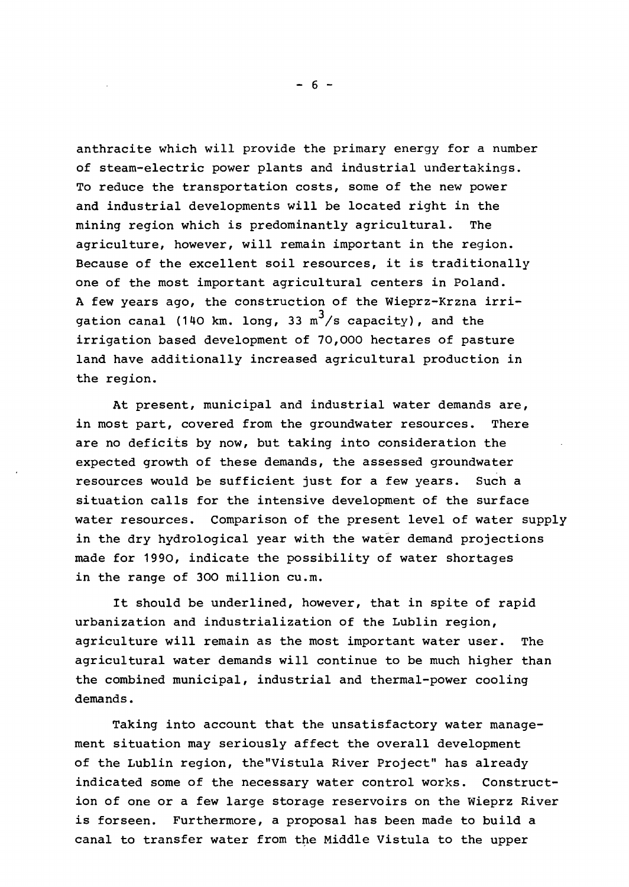anthracite which will provide the primary energy for a number of steam-electric power plants and industrial undertakings. To reduce the transportation costs, some of the new power and industrial developments will be located right in the mining region which is predominantly agricultural. The agriculture, however, will remain important in the region. Because of the excellent soil resources, it is traditionally one of the most important agricultural centers in Poland. A few years ago, the construction of the Wieprz-Krzna irrigation canal (140 km. long, 33 $m^3/s$ capacity), and the irrigation based development of 70,000 hectares of pasture land have additionally increased agricultural production in the region.

At present, municipal and industrial water demands are, in most part, covered from the groundwater resources. There are no deficits by now, but taking into consideration the expected growth of these demands, the assessed groundwater resources would be sufficient just for a few years. Such a situation calls for the intensive development of the surface water resources. Comparison of the present level of water supply in the dry hydrological year with the water demand projections made for 1990, indicate the possibility of water shortages in the range of 300 million cu.m.

It should be underlined, however, that in spite of rapid urbanization and industrialization of the Lublin region, agriculture will remain as the most important water user. The agricultural water demands will continue to be much higher than the combined municipal, industrial and thermal-power cooling demands.

Taking into account that the unsatisfactory water management situation may seriously affect the overall development of the Lublin region, the"Vistula River Project" has already indicated some of the necessary water control works. Construction of one or a few large storage reservoirs on the Wieprz River is forseen. Furthermore, a proposal has been made to build a canal to transfer water from the Middle Vistula to the upper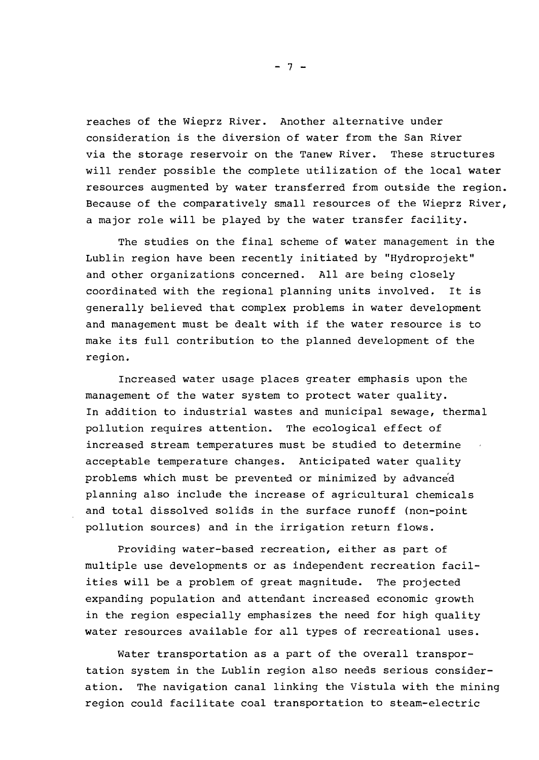reaches of the Wieprz River. Another alternative under consideration is the diversion of water from the San River via the storage reservoir on the Tanew River. These structures will render possible the complete utilization of the local water resources augmented by water transferred from outside the region. Because of the comparatively small resources of the Wieprz River, a major role will be played by the water transfer facility.

The studies on the final scheme of water management in the Lublin region have been recently initiated by "Hydroprojekt" and other organizations concerned. All are being closely coordinated with the regional planning units involved. It is generally believed that complex problems in water development and management must be dealt with if the water resource is to make its full contribution to the planned development of the region.

Increased water usage places greater emphasis upon the management of the water system to protect water quality. In addition to industrial wastes and municipal sewage, thermal pollution requires attention. The ecological effect of increased stream temperatures must be studied to determine acceptable temperature changes. Anticipated water quality problems which must be prevented or minimized by advanced planning also include the increase of agricultural chemicals and total dissolved solids in the surface runoff (non-point pollution sources) and in the irrigation return flows.

Providing water-based recreation, either as part of multiple use developments or as independent recreation facilities will be a problem of great magnitude. The projected expanding population and attendant increased economic growth in the region especially emphasizes the need for high quality water resources available for all types of recreational uses.

Water transportation as a part of the overall transportation system in the Lublin region also needs serious consideration. The navigation canal linking the Vistula with the mining region could facilitate coal transportation to steam-electric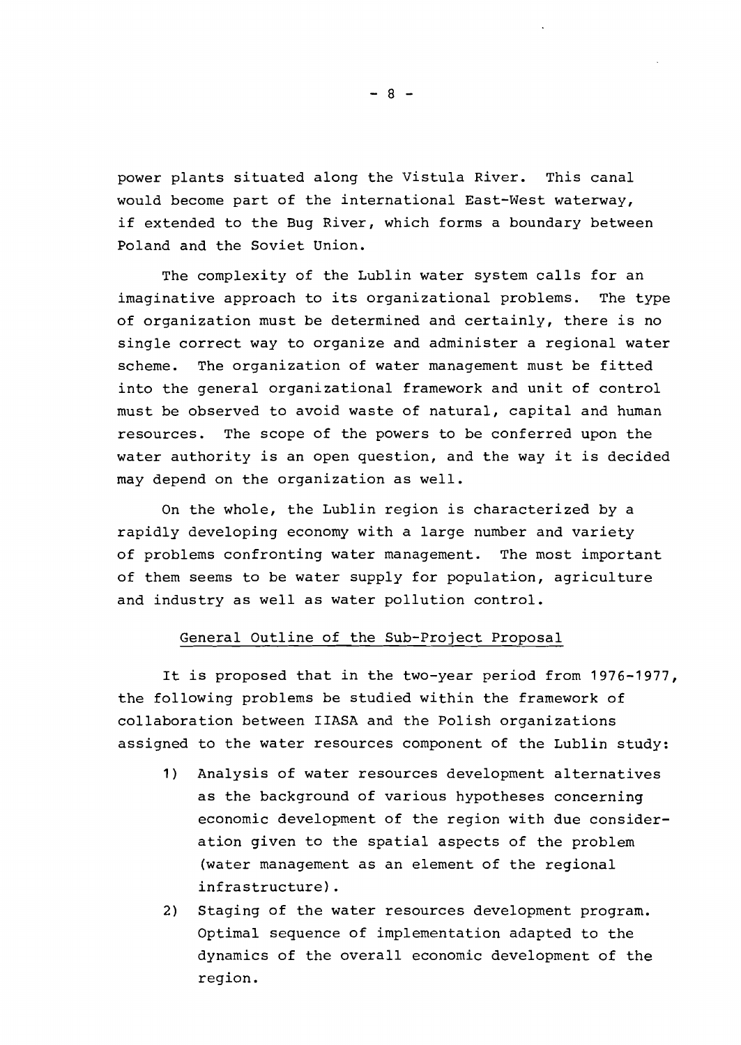power plants situated along the Vistula River. This canal would become part of the international East-West waterway, if extended to the Bug River, which forms a boundary between Poland and the Soviet Union.

The complexity of the Lublin water system calls for an imaginative approach to its organizational problems. The type of organization must be determined and certainly, there is no single correct way to organize and administer a regional water scheme. The organization of water management must be fitted into the general organizational framework and unit of control must be observed to avoid waste of natural, capital and human resources. The scope of the powers to be conferred upon the water authority is an open question, and the way it is decided may depend on the organization as well.

On the whole, the Lublin region is characterized by a rapidly developing economy with a large number and variety of problems confronting water management. The most important of them seems to be water supply for population, agriculture and industry as well as water pollution control.

## General Outline of the Sub-Project Proposal

It is proposed that in the two-year period from 1976-1977, the following problems be studied within the framework of collaboration between IIASA and the Polish organizations assigned to the water resources component of the Lublin study:

1) Analysis of water resources development alternatives as the background of various hypotheses concerning economic development of the region with due consideration given to the spatial aspects of the problem (water management as an element of the regional infrastructure).

2) Staging of the water resources development program. Optimal sequence of implementation adapted to the dynamics of the overall economic development of the region.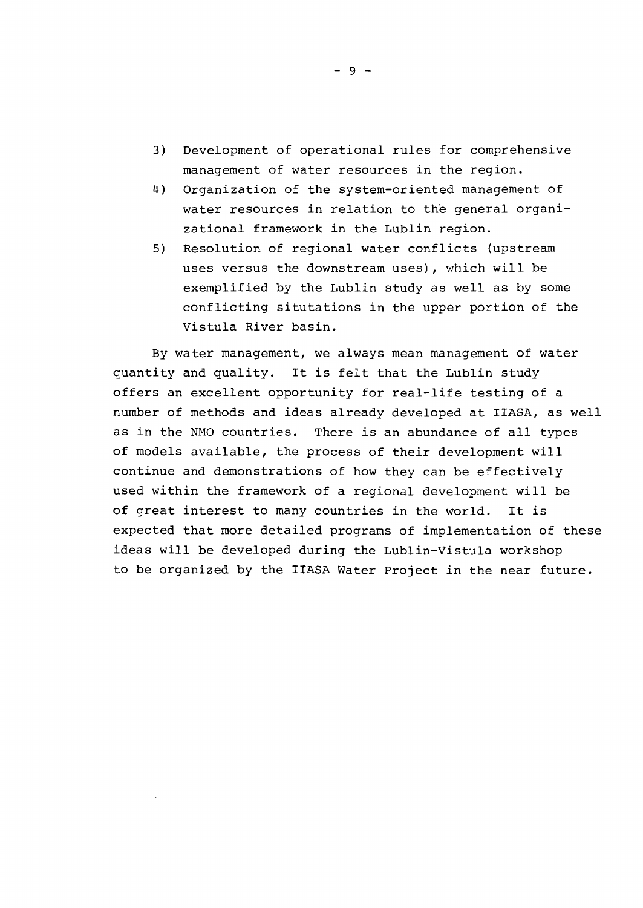3) Development of operational rules for comprehensive management of water resources in the region.
4) Organization of the system-oriented management of water resources in relation to the general organizational framework in the Lublin region.
5) Resolution of regional water conflicts (upstream uses versus the downstream uses), which will be exemplified by the Lublin study as well as by some conflicting situtations in the upper portion of the Vistula River basin.

By water management, we always mean management of water quantity and quality. It is felt that the Lublin study offers an excellent opportunity for real-life testing of a number of methods and ideas already developed at IIASA, as well as in the NMO countries. There is an abundance of all types of models available, the process of their development will continue and demonstrations of how they can be effectively used within the framework of a regional development will be of great interest to many countries in the world. It is expected that more detailed programs of implementation of these ideas will be developed during the Lublin-Vistula workshop to be organized by the IIASA Water Project in the near future.